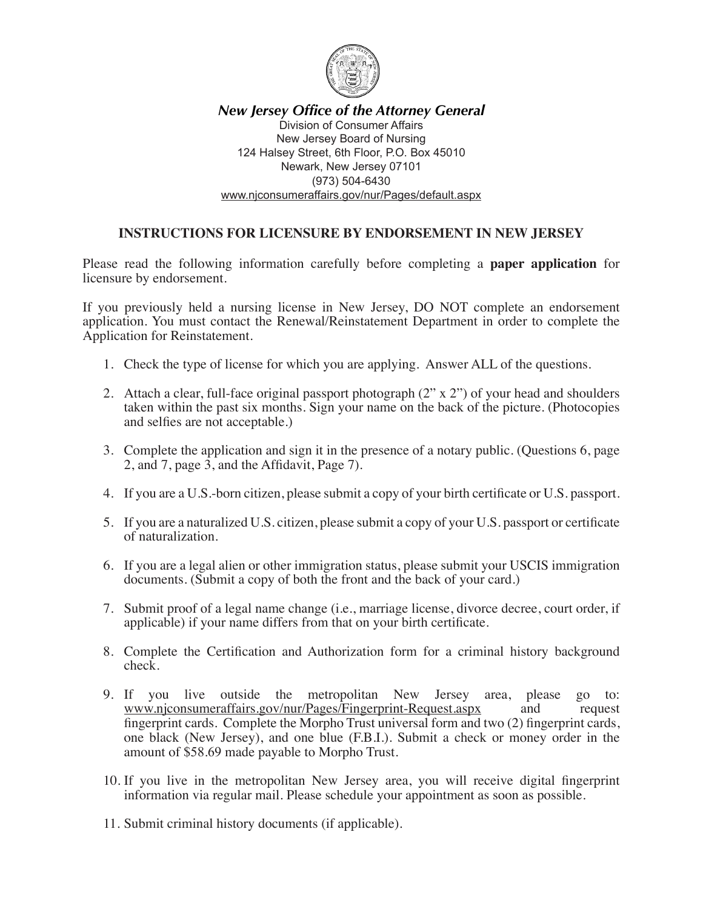***New Jersey Office of the Attorney General***

Division of Consumer Affairs
New Jersey Board of Nursing
124 Halsey Street, 6th Floor, P.O. Box 45010
Newark, New Jersey 07101
(973) 504-6430
www.njconsumeraffairs.gov/nur/Pages/default.aspx

## INSTRUCTIONS FOR LICENSURE BY ENDORSEMENT IN NEW JERSEY

Please read the following information carefully before completing a **paper application** for licensure by endorsement.

If you previously held a nursing license in New Jersey, DO NOT complete an endorsement application. You must contact the Renewal/Reinstatement Department in order to complete the Application for Reinstatement.

1. Check the type of license for which you are applying. Answer ALL of the questions.
2. Attach a clear, full-face original passport photograph (2" x 2") of your head and shoulders taken within the past six months. Sign your name on the back of the picture. (Photocopies and selfies are not acceptable.)
3. Complete the application and sign it in the presence of a notary public. (Questions 6, page 2, and 7, page 3, and the Affidavit, Page 7).
4. If you are a U.S.-born citizen, please submit a copy of your birth certificate or U.S. passport.
5. If you are a naturalized U.S. citizen, please submit a copy of your U.S. passport or certificate of naturalization.
6. If you are a legal alien or other immigration status, please submit your USCIS immigration documents. (Submit a copy of both the front and the back of your card.)
7. Submit proof of a legal name change (i.e., marriage license, divorce decree, court order, if applicable) if your name differs from that on your birth certificate.
8. Complete the Certification and Authorization form for a criminal history background check.
9. If you live outside the metropolitan New Jersey area, please go to: www.njconsumeraffairs.gov/nur/Pages/Fingerprint-Request.aspx and request fingerprint cards. Complete the Morpho Trust universal form and two (2) fingerprint cards, one black (New Jersey), and one blue (F.B.I.). Submit a check or money order in the amount of $58.69 made payable to Morpho Trust.
10. If you live in the metropolitan New Jersey area, you will receive digital fingerprint information via regular mail. Please schedule your appointment as soon as possible.
11. Submit criminal history documents (if applicable).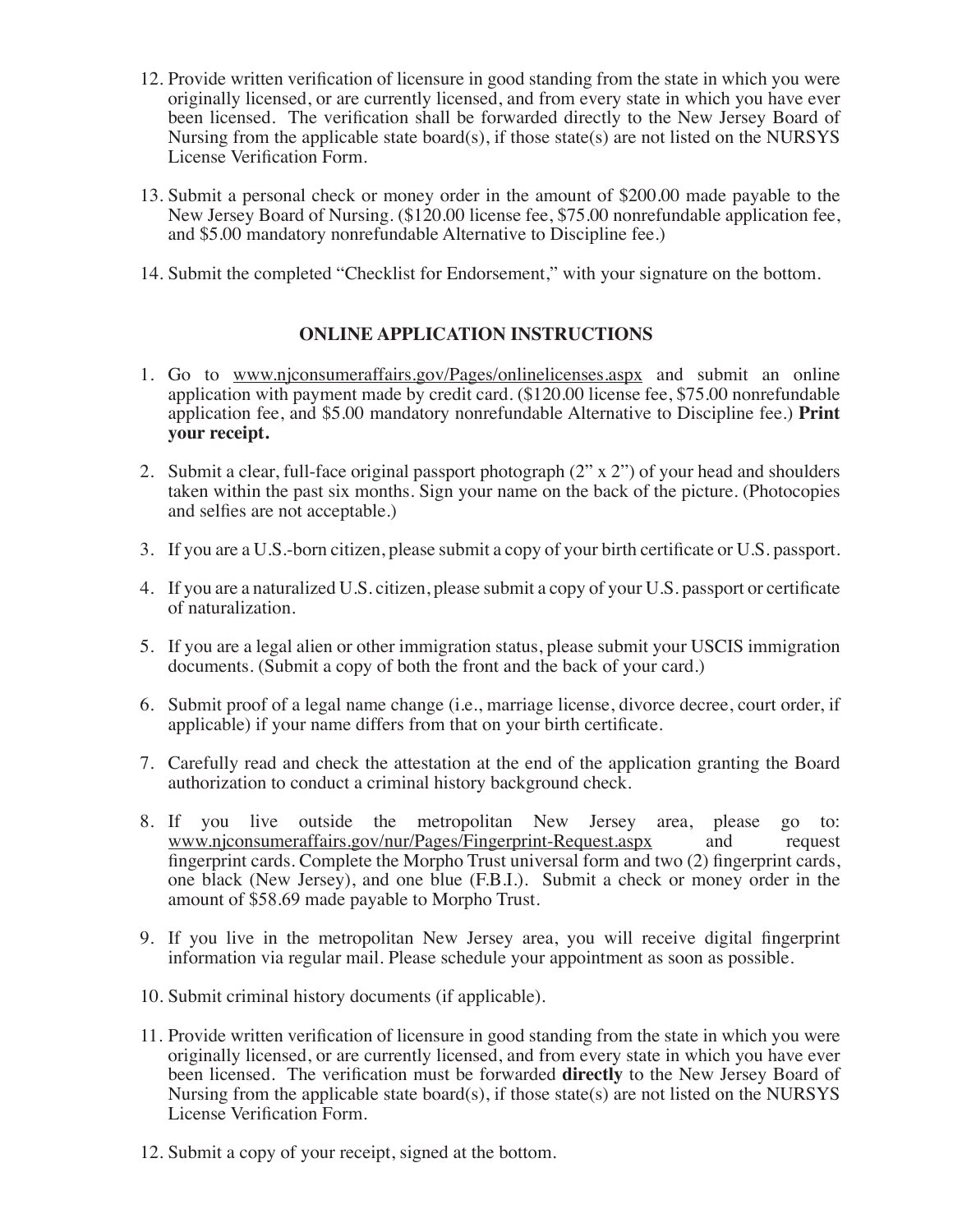12. Provide written verification of licensure in good standing from the state in which you were originally licensed, or are currently licensed, and from every state in which you have ever been licensed. The verification shall be forwarded directly to the New Jersey Board of Nursing from the applicable state board(s), if those state(s) are not listed on the NURSYS License Verification Form.

13. Submit a personal check or money order in the amount of $200.00 made payable to the New Jersey Board of Nursing. ($120.00 license fee, $75.00 nonrefundable application fee, and $5.00 mandatory nonrefundable Alternative to Discipline fee.)

14. Submit the completed "Checklist for Endorsement," with your signature on the bottom.

## ONLINE APPLICATION INSTRUCTIONS

1. Go to www.njconsumeraffairs.gov/Pages/onlinelicenses.aspx and submit an online application with payment made by credit card. ($120.00 license fee, $75.00 nonrefundable application fee, and $5.00 mandatory nonrefundable Alternative to Discipline fee.) **Print your receipt.**

2. Submit a clear, full-face original passport photograph (2" x 2") of your head and shoulders taken within the past six months. Sign your name on the back of the picture. (Photocopies and selfies are not acceptable.)

3. If you are a U.S.-born citizen, please submit a copy of your birth certificate or U.S. passport.

4. If you are a naturalized U.S. citizen, please submit a copy of your U.S. passport or certificate of naturalization.

5. If you are a legal alien or other immigration status, please submit your USCIS immigration documents. (Submit a copy of both the front and the back of your card.)

6. Submit proof of a legal name change (i.e., marriage license, divorce decree, court order, if applicable) if your name differs from that on your birth certificate.

7. Carefully read and check the attestation at the end of the application granting the Board authorization to conduct a criminal history background check.

8. If you live outside the metropolitan New Jersey area, please go to: www.njconsumeraffairs.gov/nur/Pages/Fingerprint-Request.aspx and request fingerprint cards. Complete the Morpho Trust universal form and two (2) fingerprint cards, one black (New Jersey), and one blue (F.B.I.). Submit a check or money order in the amount of $58.69 made payable to Morpho Trust.

9. If you live in the metropolitan New Jersey area, you will receive digital fingerprint information via regular mail. Please schedule your appointment as soon as possible.

10. Submit criminal history documents (if applicable).

11. Provide written verification of licensure in good standing from the state in which you were originally licensed, or are currently licensed, and from every state in which you have ever been licensed. The verification must be forwarded **directly** to the New Jersey Board of Nursing from the applicable state board(s), if those state(s) are not listed on the NURSYS License Verification Form.

12. Submit a copy of your receipt, signed at the bottom.